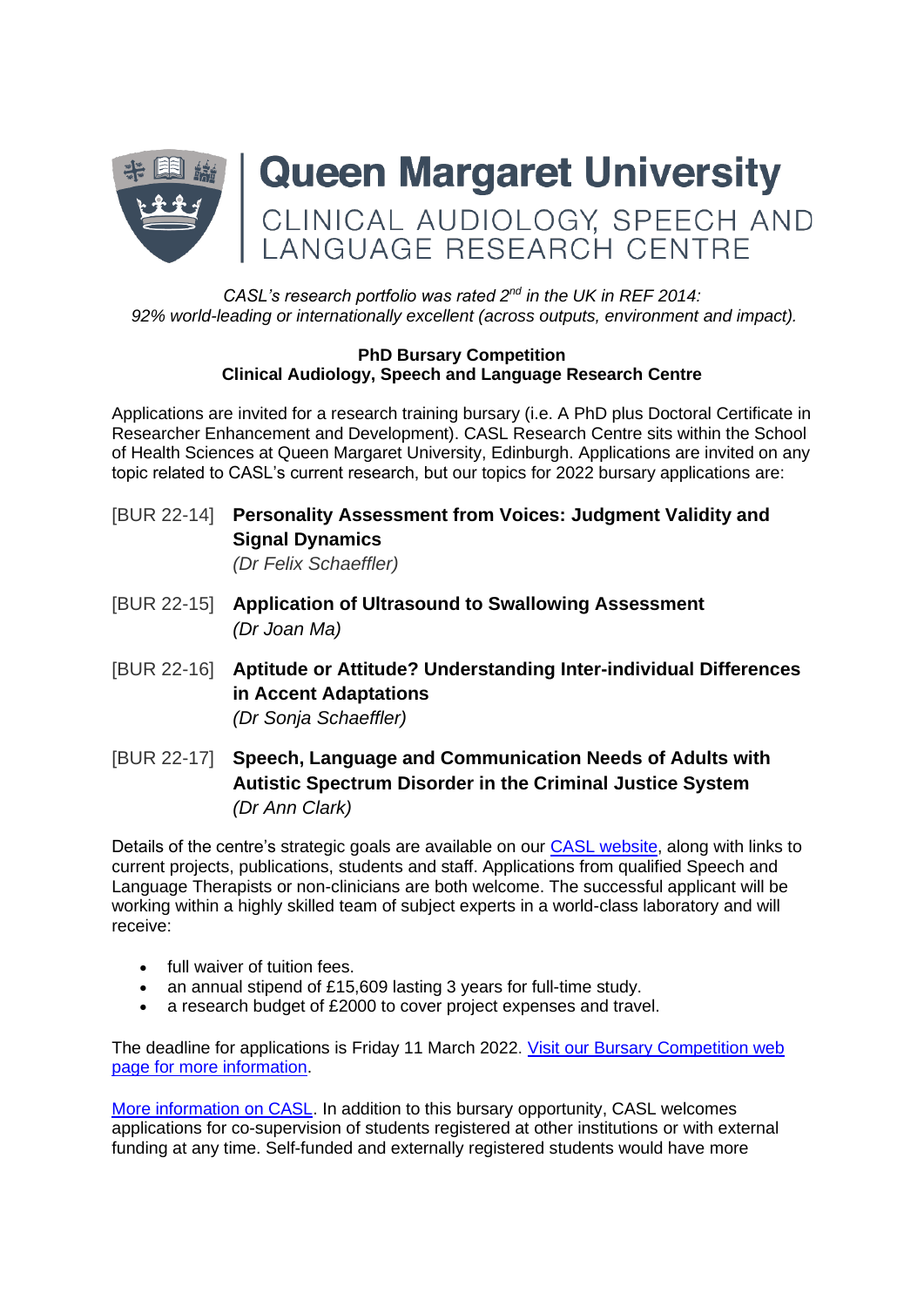# Queen Margaret University

## CLINICAL AUDIOLOGY, SPEECH AND LANGUAGE RESEARCH CENTRE

*CASL's research portfolio was rated 2nd in the UK in REF 2014:*
*92% world-leading or internationally excellent (across outputs, environment and impact).*

**PhD Bursary Competition**
**Clinical Audiology, Speech and Language Research Centre**

Applications are invited for a research training bursary (i.e. A PhD plus Doctoral Certificate in Researcher Enhancement and Development). CASL Research Centre sits within the School of Health Sciences at Queen Margaret University, Edinburgh. Applications are invited on any topic related to CASL's current research, but our topics for 2022 bursary applications are:

[BUR 22-14] **Personality Assessment from Voices: Judgment Validity and Signal Dynamics**
*(Dr Felix Schaeffler)*

[BUR 22-15] **Application of Ultrasound to Swallowing Assessment**
*(Dr Joan Ma)*

[BUR 22-16] **Aptitude or Attitude? Understanding Inter-individual Differences in Accent Adaptations**
*(Dr Sonja Schaeffler)*

[BUR 22-17] **Speech, Language and Communication Needs of Adults with Autistic Spectrum Disorder in the Criminal Justice System**
*(Dr Ann Clark)*

Details of the centre's strategic goals are available on our CASL website, along with links to current projects, publications, students and staff. Applications from qualified Speech and Language Therapists or non-clinicians are both welcome. The successful applicant will be working within a highly skilled team of subject experts in a world-class laboratory and will receive:

- full waiver of tuition fees.
- an annual stipend of £15,609 lasting 3 years for full-time study.
- a research budget of £2000 to cover project expenses and travel.

The deadline for applications is Friday 11 March 2022. Visit our Bursary Competition web page for more information.

More information on CASL. In addition to this bursary opportunity, CASL welcomes applications for co-supervision of students registered at other institutions or with external funding at any time. Self-funded and externally registered students would have more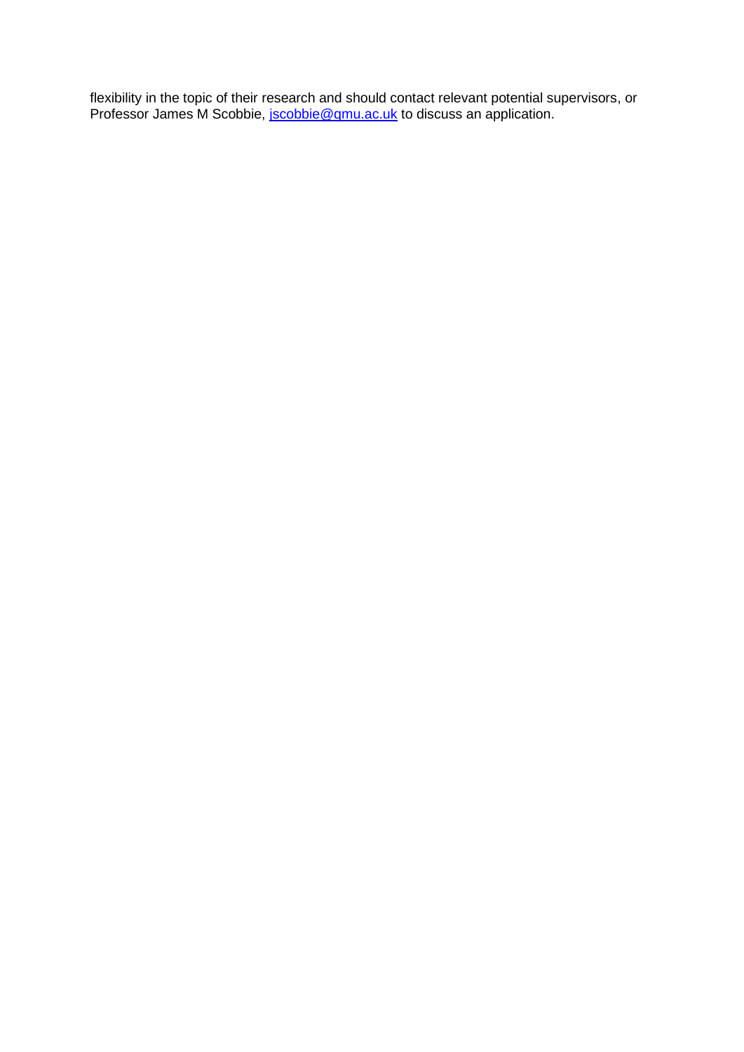flexibility in the topic of their research and should contact relevant potential supervisors, or Professor James M Scobbie, [jscobbie@qmu.ac.uk](mailto:jscobbie@qmu.ac.uk) to discuss an application.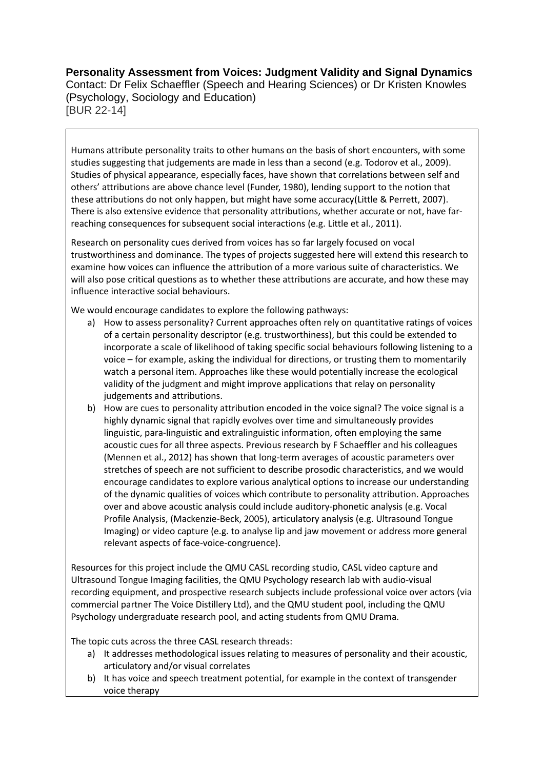**Personality Assessment from Voices: Judgment Validity and Signal Dynamics**

Contact: Dr Felix Schaeffler (Speech and Hearing Sciences) or Dr Kristen Knowles (Psychology, Sociology and Education)

[BUR 22-14]

Humans attribute personality traits to other humans on the basis of short encounters, with some studies suggesting that judgements are made in less than a second (e.g. Todorov et al., 2009). Studies of physical appearance, especially faces, have shown that correlations between self and others' attributions are above chance level (Funder, 1980), lending support to the notion that these attributions do not only happen, but might have some accuracy(Little & Perrett, 2007). There is also extensive evidence that personality attributions, whether accurate or not, have far-reaching consequences for subsequent social interactions (e.g. Little et al., 2011).

Research on personality cues derived from voices has so far largely focused on vocal trustworthiness and dominance. The types of projects suggested here will extend this research to examine how voices can influence the attribution of a more various suite of characteristics. We will also pose critical questions as to whether these attributions are accurate, and how these may influence interactive social behaviours.

We would encourage candidates to explore the following pathways:

a) How to assess personality? Current approaches often rely on quantitative ratings of voices of a certain personality descriptor (e.g. trustworthiness), but this could be extended to incorporate a scale of likelihood of taking specific social behaviours following listening to a voice – for example, asking the individual for directions, or trusting them to momentarily watch a personal item. Approaches like these would potentially increase the ecological validity of the judgment and might improve applications that relay on personality judgements and attributions.

b) How are cues to personality attribution encoded in the voice signal? The voice signal is a highly dynamic signal that rapidly evolves over time and simultaneously provides linguistic, para-linguistic and extralinguistic information, often employing the same acoustic cues for all three aspects. Previous research by F Schaeffler and his colleagues (Mennen et al., 2012) has shown that long-term averages of acoustic parameters over stretches of speech are not sufficient to describe prosodic characteristics, and we would encourage candidates to explore various analytical options to increase our understanding of the dynamic qualities of voices which contribute to personality attribution. Approaches over and above acoustic analysis could include auditory-phonetic analysis (e.g. Vocal Profile Analysis, (Mackenzie-Beck, 2005), articulatory analysis (e.g. Ultrasound Tongue Imaging) or video capture (e.g. to analyse lip and jaw movement or address more general relevant aspects of face-voice-congruence).

Resources for this project include the QMU CASL recording studio, CASL video capture and Ultrasound Tongue Imaging facilities, the QMU Psychology research lab with audio-visual recording equipment, and prospective research subjects include professional voice over actors (via commercial partner The Voice Distillery Ltd), and the QMU student pool, including the QMU Psychology undergraduate research pool, and acting students from QMU Drama.

The topic cuts across the three CASL research threads:

a) It addresses methodological issues relating to measures of personality and their acoustic, articulatory and/or visual correlates

b) It has voice and speech treatment potential, for example in the context of transgender voice therapy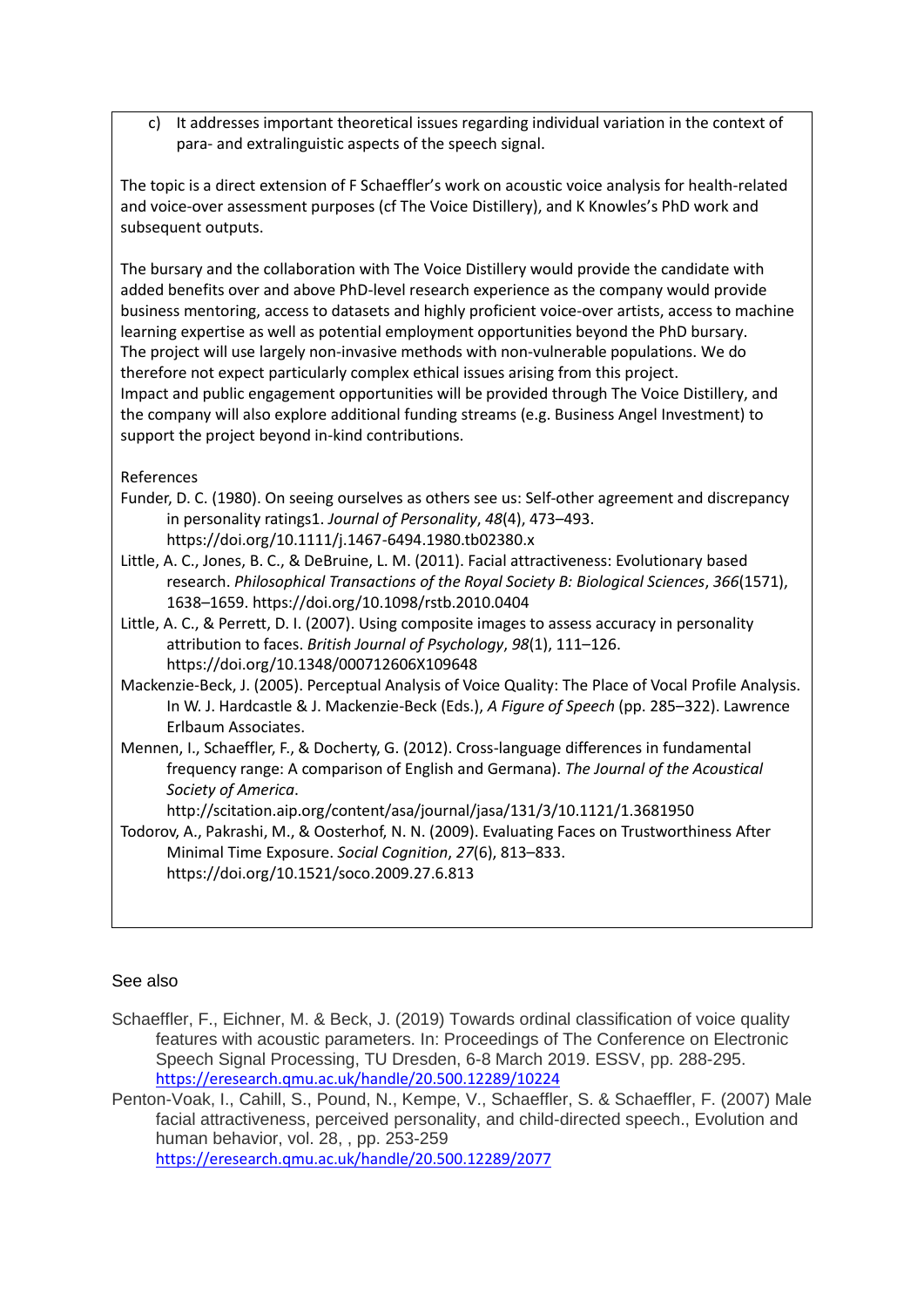c) It addresses important theoretical issues regarding individual variation in the context of para- and extralinguistic aspects of the speech signal.

The topic is a direct extension of F Schaeffler's work on acoustic voice analysis for health-related and voice-over assessment purposes (cf The Voice Distillery), and K Knowles's PhD work and subsequent outputs.

The bursary and the collaboration with The Voice Distillery would provide the candidate with added benefits over and above PhD-level research experience as the company would provide business mentoring, access to datasets and highly proficient voice-over artists, access to machine learning expertise as well as potential employment opportunities beyond the PhD bursary.
The project will use largely non-invasive methods with non-vulnerable populations. We do therefore not expect particularly complex ethical issues arising from this project.
Impact and public engagement opportunities will be provided through The Voice Distillery, and the company will also explore additional funding streams (e.g. Business Angel Investment) to support the project beyond in-kind contributions.

References

Funder, D. C. (1980). On seeing ourselves as others see us: Self-other agreement and discrepancy in personality ratings1. *Journal of Personality*, *48*(4), 473–493. https://doi.org/10.1111/j.1467-6494.1980.tb02380.x

Little, A. C., Jones, B. C., & DeBruine, L. M. (2011). Facial attractiveness: Evolutionary based research. *Philosophical Transactions of the Royal Society B: Biological Sciences*, *366*(1571), 1638–1659. https://doi.org/10.1098/rstb.2010.0404

Little, A. C., & Perrett, D. I. (2007). Using composite images to assess accuracy in personality attribution to faces. *British Journal of Psychology*, *98*(1), 111–126. https://doi.org/10.1348/000712606X109648

Mackenzie-Beck, J. (2005). Perceptual Analysis of Voice Quality: The Place of Vocal Profile Analysis. In W. J. Hardcastle & J. Mackenzie-Beck (Eds.), *A Figure of Speech* (pp. 285–322). Lawrence Erlbaum Associates.

Mennen, I., Schaeffler, F., & Docherty, G. (2012). Cross-language differences in fundamental frequency range: A comparison of English and Germana). *The Journal of the Acoustical Society of America*. http://scitation.aip.org/content/asa/journal/jasa/131/3/10.1121/1.3681950

Todorov, A., Pakrashi, M., & Oosterhof, N. N. (2009). Evaluating Faces on Trustworthiness After Minimal Time Exposure. *Social Cognition*, *27*(6), 813–833. https://doi.org/10.1521/soco.2009.27.6.813

## See also

Schaeffler, F., Eichner, M. & Beck, J. (2019) Towards ordinal classification of voice quality features with acoustic parameters. In: Proceedings of The Conference on Electronic Speech Signal Processing, TU Dresden, 6-8 March 2019. ESSV, pp. 288-295. https://eresearch.qmu.ac.uk/handle/20.500.12289/10224

Penton-Voak, I., Cahill, S., Pound, N., Kempe, V., Schaeffler, S. & Schaeffler, F. (2007) Male facial attractiveness, perceived personality, and child-directed speech., Evolution and human behavior, vol. 28, , pp. 253-259 https://eresearch.qmu.ac.uk/handle/20.500.12289/2077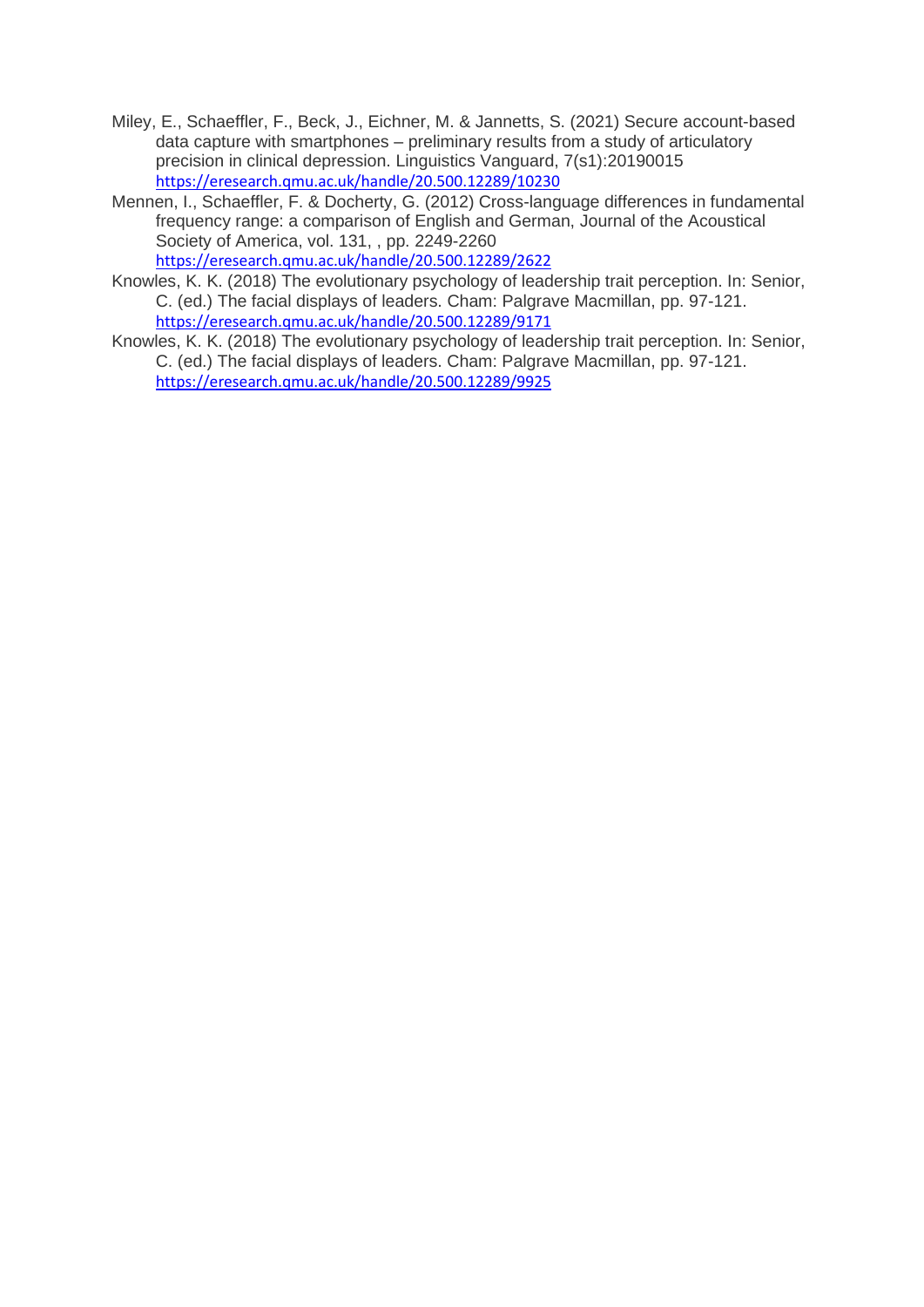Miley, E., Schaeffler, F., Beck, J., Eichner, M. & Jannetts, S. (2021) Secure account-based data capture with smartphones – preliminary results from a study of articulatory precision in clinical depression. Linguistics Vanguard, 7(s1):20190015 https://eresearch.qmu.ac.uk/handle/20.500.12289/10230

Mennen, I., Schaeffler, F. & Docherty, G. (2012) Cross-language differences in fundamental frequency range: a comparison of English and German, Journal of the Acoustical Society of America, vol. 131, , pp. 2249-2260 https://eresearch.qmu.ac.uk/handle/20.500.12289/2622

Knowles, K. K. (2018) The evolutionary psychology of leadership trait perception. In: Senior, C. (ed.) The facial displays of leaders. Cham: Palgrave Macmillan, pp. 97-121. https://eresearch.qmu.ac.uk/handle/20.500.12289/9171

Knowles, K. K. (2018) The evolutionary psychology of leadership trait perception. In: Senior, C. (ed.) The facial displays of leaders. Cham: Palgrave Macmillan, pp. 97-121. https://eresearch.qmu.ac.uk/handle/20.500.12289/9925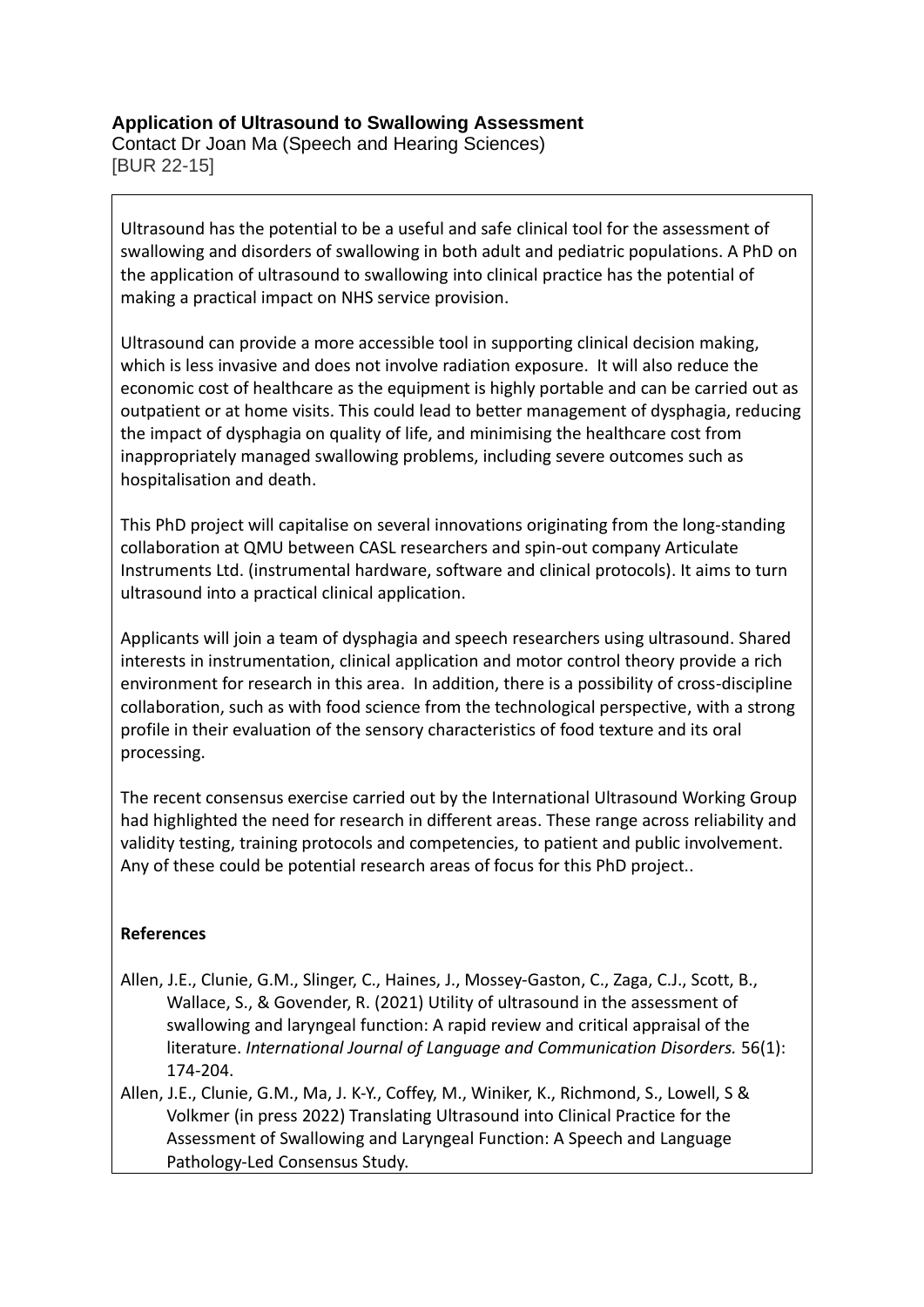**Application of Ultrasound to Swallowing Assessment**
Contact Dr Joan Ma (Speech and Hearing Sciences)
[BUR 22-15]

Ultrasound has the potential to be a useful and safe clinical tool for the assessment of swallowing and disorders of swallowing in both adult and pediatric populations. A PhD on the application of ultrasound to swallowing into clinical practice has the potential of making a practical impact on NHS service provision.

Ultrasound can provide a more accessible tool in supporting clinical decision making, which is less invasive and does not involve radiation exposure. It will also reduce the economic cost of healthcare as the equipment is highly portable and can be carried out as outpatient or at home visits. This could lead to better management of dysphagia, reducing the impact of dysphagia on quality of life, and minimising the healthcare cost from inappropriately managed swallowing problems, including severe outcomes such as hospitalisation and death.

This PhD project will capitalise on several innovations originating from the long-standing collaboration at QMU between CASL researchers and spin-out company Articulate Instruments Ltd. (instrumental hardware, software and clinical protocols). It aims to turn ultrasound into a practical clinical application.

Applicants will join a team of dysphagia and speech researchers using ultrasound. Shared interests in instrumentation, clinical application and motor control theory provide a rich environment for research in this area. In addition, there is a possibility of cross-discipline collaboration, such as with food science from the technological perspective, with a strong profile in their evaluation of the sensory characteristics of food texture and its oral processing.

The recent consensus exercise carried out by the International Ultrasound Working Group had highlighted the need for research in different areas. These range across reliability and validity testing, training protocols and competencies, to patient and public involvement. Any of these could be potential research areas of focus for this PhD project..

**References**

Allen, J.E., Clunie, G.M., Slinger, C., Haines, J., Mossey-Gaston, C., Zaga, C.J., Scott, B., Wallace, S., & Govender, R. (2021) Utility of ultrasound in the assessment of swallowing and laryngeal function: A rapid review and critical appraisal of the literature. *International Journal of Language and Communication Disorders.* 56(1): 174-204.

Allen, J.E., Clunie, G.M., Ma, J. K-Y., Coffey, M., Winiker, K., Richmond, S., Lowell, S & Volkmer (in press 2022) Translating Ultrasound into Clinical Practice for the Assessment of Swallowing and Laryngeal Function: A Speech and Language Pathology-Led Consensus Study.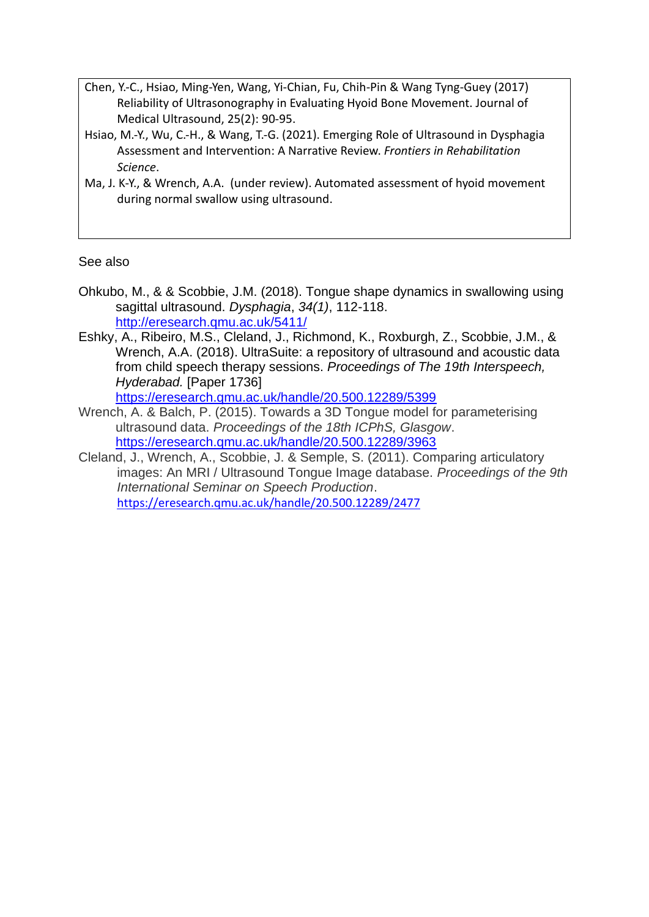Chen, Y.-C., Hsiao, Ming-Yen, Wang, Yi-Chian, Fu, Chih-Pin & Wang Tyng-Guey (2017) Reliability of Ultrasonography in Evaluating Hyoid Bone Movement. Journal of Medical Ultrasound, 25(2): 90-95.

Hsiao, M.-Y., Wu, C.-H., & Wang, T.-G. (2021). Emerging Role of Ultrasound in Dysphagia Assessment and Intervention: A Narrative Review. *Frontiers in Rehabilitation Science*.

Ma, J. K-Y., & Wrench, A.A. (under review). Automated assessment of hyoid movement during normal swallow using ultrasound.

See also

Ohkubo, M., & & Scobbie, J.M. (2018). Tongue shape dynamics in swallowing using sagittal ultrasound. *Dysphagia*, *34(1)*, 112-118. http://eresearch.qmu.ac.uk/5411/

Eshky, A., Ribeiro, M.S., Cleland, J., Richmond, K., Roxburgh, Z., Scobbie, J.M., & Wrench, A.A. (2018). UltraSuite: a repository of ultrasound and acoustic data from child speech therapy sessions. *Proceedings of The 19th Interspeech, Hyderabad.* [Paper 1736] https://eresearch.qmu.ac.uk/handle/20.500.12289/5399

Wrench, A. & Balch, P. (2015). Towards a 3D Tongue model for parameterising ultrasound data. *Proceedings of the 18th ICPhS, Glasgow*. https://eresearch.qmu.ac.uk/handle/20.500.12289/3963

Cleland, J., Wrench, A., Scobbie, J. & Semple, S. (2011). Comparing articulatory images: An MRI / Ultrasound Tongue Image database. *Proceedings of the 9th International Seminar on Speech Production*. https://eresearch.qmu.ac.uk/handle/20.500.12289/2477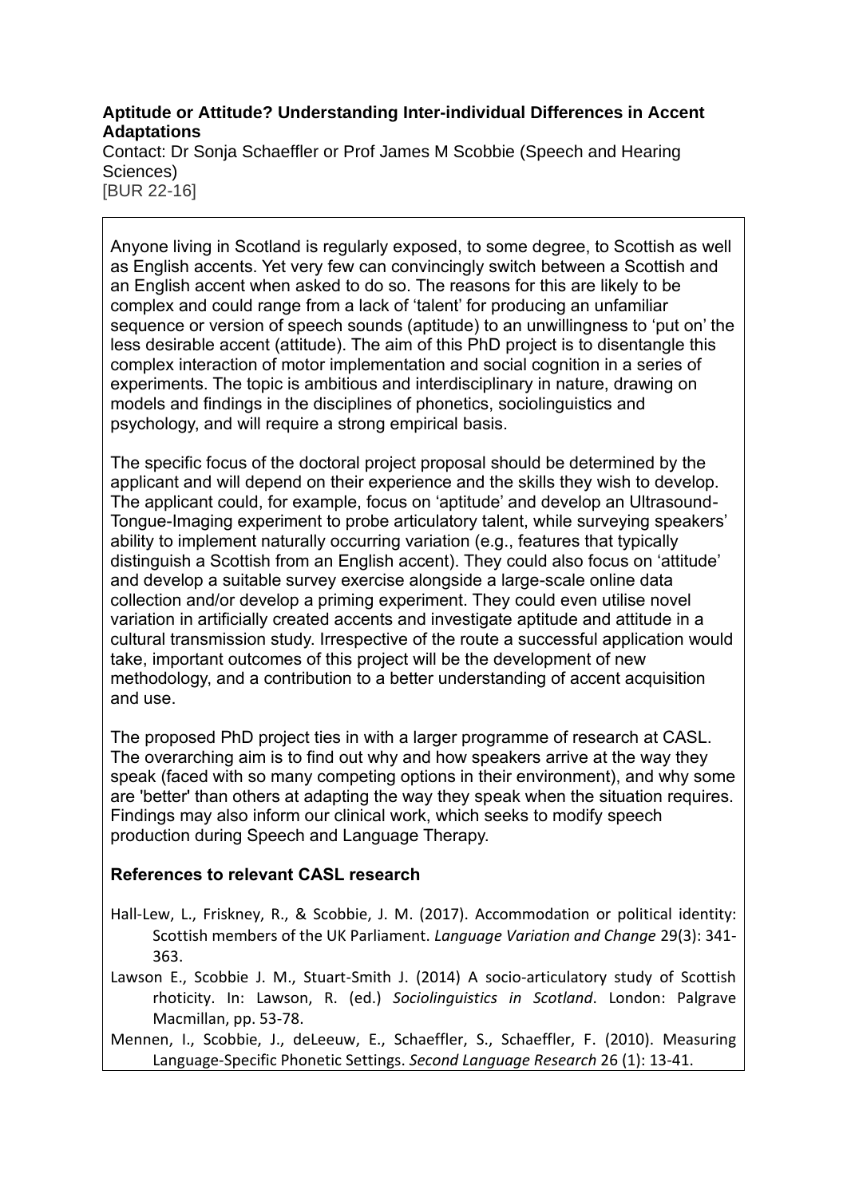**Aptitude or Attitude? Understanding Inter-individual Differences in Accent Adaptations**

Contact: Dr Sonja Schaeffler or Prof James M Scobbie (Speech and Hearing Sciences)
[BUR 22-16]

Anyone living in Scotland is regularly exposed, to some degree, to Scottish as well as English accents. Yet very few can convincingly switch between a Scottish and an English accent when asked to do so. The reasons for this are likely to be complex and could range from a lack of 'talent' for producing an unfamiliar sequence or version of speech sounds (aptitude) to an unwillingness to 'put on' the less desirable accent (attitude). The aim of this PhD project is to disentangle this complex interaction of motor implementation and social cognition in a series of experiments. The topic is ambitious and interdisciplinary in nature, drawing on models and findings in the disciplines of phonetics, sociolinguistics and psychology, and will require a strong empirical basis.

The specific focus of the doctoral project proposal should be determined by the applicant and will depend on their experience and the skills they wish to develop. The applicant could, for example, focus on 'aptitude' and develop an Ultrasound-Tongue-Imaging experiment to probe articulatory talent, while surveying speakers' ability to implement naturally occurring variation (e.g., features that typically distinguish a Scottish from an English accent). They could also focus on 'attitude' and develop a suitable survey exercise alongside a large-scale online data collection and/or develop a priming experiment. They could even utilise novel variation in artificially created accents and investigate aptitude and attitude in a cultural transmission study. Irrespective of the route a successful application would take, important outcomes of this project will be the development of new methodology, and a contribution to a better understanding of accent acquisition and use.

The proposed PhD project ties in with a larger programme of research at CASL. The overarching aim is to find out why and how speakers arrive at the way they speak (faced with so many competing options in their environment), and why some are 'better' than others at adapting the way they speak when the situation requires. Findings may also inform our clinical work, which seeks to modify speech production during Speech and Language Therapy.

**References to relevant CASL research**

Hall-Lew, L., Friskney, R., & Scobbie, J. M. (2017). Accommodation or political identity: Scottish members of the UK Parliament. *Language Variation and Change* 29(3): 341-363.

Lawson E., Scobbie J. M., Stuart-Smith J. (2014) A socio-articulatory study of Scottish rhoticity. In: Lawson, R. (ed.) *Sociolinguistics in Scotland*. London: Palgrave Macmillan, pp. 53-78.

Mennen, I., Scobbie, J., deLeeuw, E., Schaeffler, S., Schaeffler, F. (2010). Measuring Language-Specific Phonetic Settings. *Second Language Research* 26 (1): 13-41.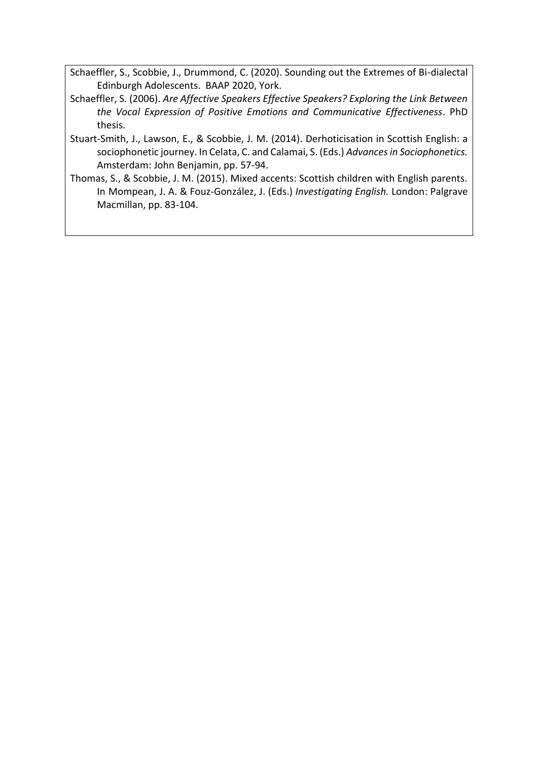Schaeffler, S., Scobbie, J., Drummond, C. (2020). Sounding out the Extremes of Bi-dialectal Edinburgh Adolescents. BAAP 2020, York.

Schaeffler, S. (2006). *Are Affective Speakers Effective Speakers? Exploring the Link Between the Vocal Expression of Positive Emotions and Communicative Effectiveness*. PhD thesis.

Stuart-Smith, J., Lawson, E., & Scobbie, J. M. (2014). Derhoticisation in Scottish English: a sociophonetic journey. In Celata, C. and Calamai, S. (Eds.) *Advances in Sociophonetics.* Amsterdam: John Benjamin, pp. 57-94.

Thomas, S., & Scobbie, J. M. (2015). Mixed accents: Scottish children with English parents. In Mompean, J. A. & Fouz-González, J. (Eds.) *Investigating English.* London: Palgrave Macmillan, pp. 83-104.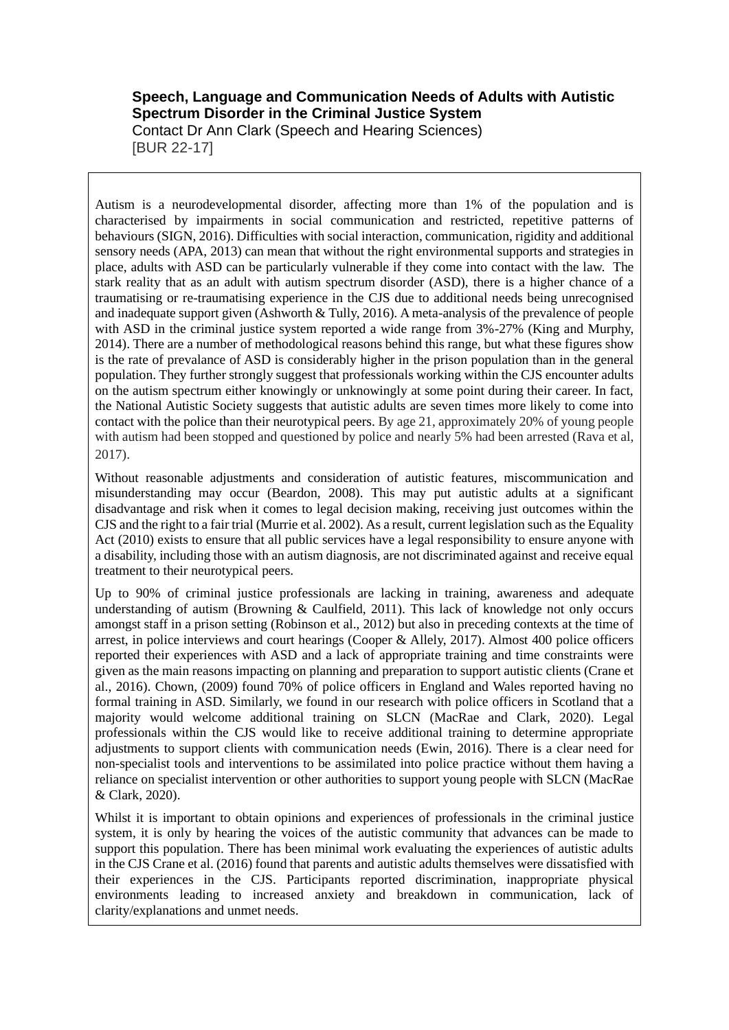**Speech, Language and Communication Needs of Adults with Autistic Spectrum Disorder in the Criminal Justice System**
Contact Dr Ann Clark (Speech and Hearing Sciences)
[BUR 22-17]

Autism is a neurodevelopmental disorder, affecting more than 1% of the population and is characterised by impairments in social communication and restricted, repetitive patterns of behaviours (SIGN, 2016). Difficulties with social interaction, communication, rigidity and additional sensory needs (APA, 2013) can mean that without the right environmental supports and strategies in place, adults with ASD can be particularly vulnerable if they come into contact with the law. The stark reality that as an adult with autism spectrum disorder (ASD), there is a higher chance of a traumatising or re-traumatising experience in the CJS due to additional needs being unrecognised and inadequate support given (Ashworth & Tully, 2016). A meta-analysis of the prevalence of people with ASD in the criminal justice system reported a wide range from 3%-27% (King and Murphy, 2014). There are a number of methodological reasons behind this range, but what these figures show is the rate of prevalance of ASD is considerably higher in the prison population than in the general population. They further strongly suggest that professionals working within the CJS encounter adults on the autism spectrum either knowingly or unknowingly at some point during their career. In fact, the National Autistic Society suggests that autistic adults are seven times more likely to come into contact with the police than their neurotypical peers. By age 21, approximately 20% of young people with autism had been stopped and questioned by police and nearly 5% had been arrested (Rava et al, 2017).

Without reasonable adjustments and consideration of autistic features, miscommunication and misunderstanding may occur (Beardon, 2008). This may put autistic adults at a significant disadvantage and risk when it comes to legal decision making, receiving just outcomes within the CJS and the right to a fair trial (Murrie et al. 2002). As a result, current legislation such as the Equality Act (2010) exists to ensure that all public services have a legal responsibility to ensure anyone with a disability, including those with an autism diagnosis, are not discriminated against and receive equal treatment to their neurotypical peers.

Up to 90% of criminal justice professionals are lacking in training, awareness and adequate understanding of autism (Browning & Caulfield, 2011). This lack of knowledge not only occurs amongst staff in a prison setting (Robinson et al., 2012) but also in preceding contexts at the time of arrest, in police interviews and court hearings (Cooper & Allely, 2017). Almost 400 police officers reported their experiences with ASD and a lack of appropriate training and time constraints were given as the main reasons impacting on planning and preparation to support autistic clients (Crane et al., 2016). Chown, (2009) found 70% of police officers in England and Wales reported having no formal training in ASD. Similarly, we found in our research with police officers in Scotland that a majority would welcome additional training on SLCN (MacRae and Clark, 2020). Legal professionals within the CJS would like to receive additional training to determine appropriate adjustments to support clients with communication needs (Ewin, 2016). There is a clear need for non-specialist tools and interventions to be assimilated into police practice without them having a reliance on specialist intervention or other authorities to support young people with SLCN (MacRae & Clark, 2020).

Whilst it is important to obtain opinions and experiences of professionals in the criminal justice system, it is only by hearing the voices of the autistic community that advances can be made to support this population. There has been minimal work evaluating the experiences of autistic adults in the CJS Crane et al. (2016) found that parents and autistic adults themselves were dissatisfied with their experiences in the CJS. Participants reported discrimination, inappropriate physical environments leading to increased anxiety and breakdown in communication, lack of clarity/explanations and unmet needs.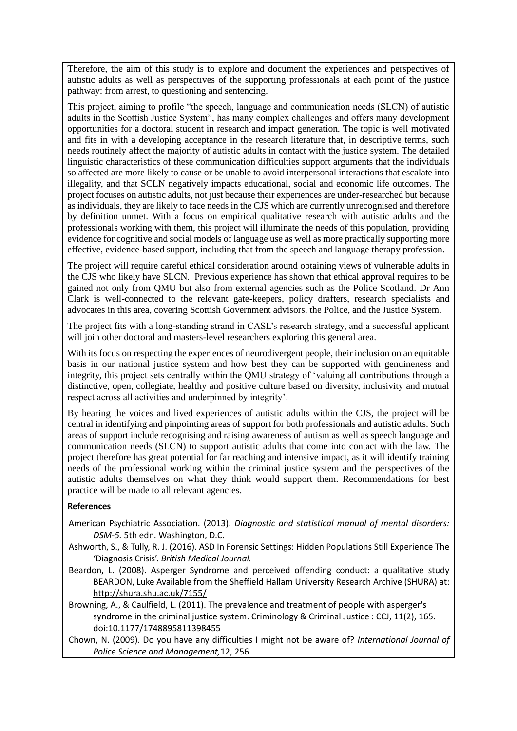Therefore, the aim of this study is to explore and document the experiences and perspectives of autistic adults as well as perspectives of the supporting professionals at each point of the justice pathway: from arrest, to questioning and sentencing.

This project, aiming to profile "the speech, language and communication needs (SLCN) of autistic adults in the Scottish Justice System", has many complex challenges and offers many development opportunities for a doctoral student in research and impact generation. The topic is well motivated and fits in with a developing acceptance in the research literature that, in descriptive terms, such needs routinely affect the majority of autistic adults in contact with the justice system. The detailed linguistic characteristics of these communication difficulties support arguments that the individuals so affected are more likely to cause or be unable to avoid interpersonal interactions that escalate into illegality, and that SCLN negatively impacts educational, social and economic life outcomes. The project focuses on autistic adults, not just because their experiences are under-researched but because as individuals, they are likely to face needs in the CJS which are currently unrecognised and therefore by definition unmet. With a focus on empirical qualitative research with autistic adults and the professionals working with them, this project will illuminate the needs of this population, providing evidence for cognitive and social models of language use as well as more practically supporting more effective, evidence-based support, including that from the speech and language therapy profession.

The project will require careful ethical consideration around obtaining views of vulnerable adults in the CJS who likely have SLCN. Previous experience has shown that ethical approval requires to be gained not only from QMU but also from external agencies such as the Police Scotland. Dr Ann Clark is well-connected to the relevant gate-keepers, policy drafters, research specialists and advocates in this area, covering Scottish Government advisors, the Police, and the Justice System.

The project fits with a long-standing strand in CASL's research strategy, and a successful applicant will join other doctoral and masters-level researchers exploring this general area.

With its focus on respecting the experiences of neurodivergent people, their inclusion on an equitable basis in our national justice system and how best they can be supported with genuineness and integrity, this project sets centrally within the QMU strategy of 'valuing all contributions through a distinctive, open, collegiate, healthy and positive culture based on diversity, inclusivity and mutual respect across all activities and underpinned by integrity'.

By hearing the voices and lived experiences of autistic adults within the CJS, the project will be central in identifying and pinpointing areas of support for both professionals and autistic adults. Such areas of support include recognising and raising awareness of autism as well as speech language and communication needs (SLCN) to support autistic adults that come into contact with the law. The project therefore has great potential for far reaching and intensive impact, as it will identify training needs of the professional working within the criminal justice system and the perspectives of the autistic adults themselves on what they think would support them. Recommendations for best practice will be made to all relevant agencies.

**References**

American Psychiatric Association. (2013). *Diagnostic and statistical manual of mental disorders: DSM-5.* 5th edn. Washington, D.C.

Ashworth, S., & Tully, R. J. (2016). ASD In Forensic Settings: Hidden Populations Still Experience The 'Diagnosis Crisis'. *British Medical Journal.*

Beardon, L. (2008). Asperger Syndrome and perceived offending conduct: a qualitative study BEARDON, Luke Available from the Sheffield Hallam University Research Archive (SHURA) at: http://shura.shu.ac.uk/7155/

Browning, A., & Caulfield, L. (2011). The prevalence and treatment of people with asperger's syndrome in the criminal justice system. Criminology & Criminal Justice : CCJ, 11(2), 165. doi:10.1177/1748895811398455

Chown, N. (2009). Do you have any difficulties I might not be aware of? *International Journal of Police Science and Management,*12, 256.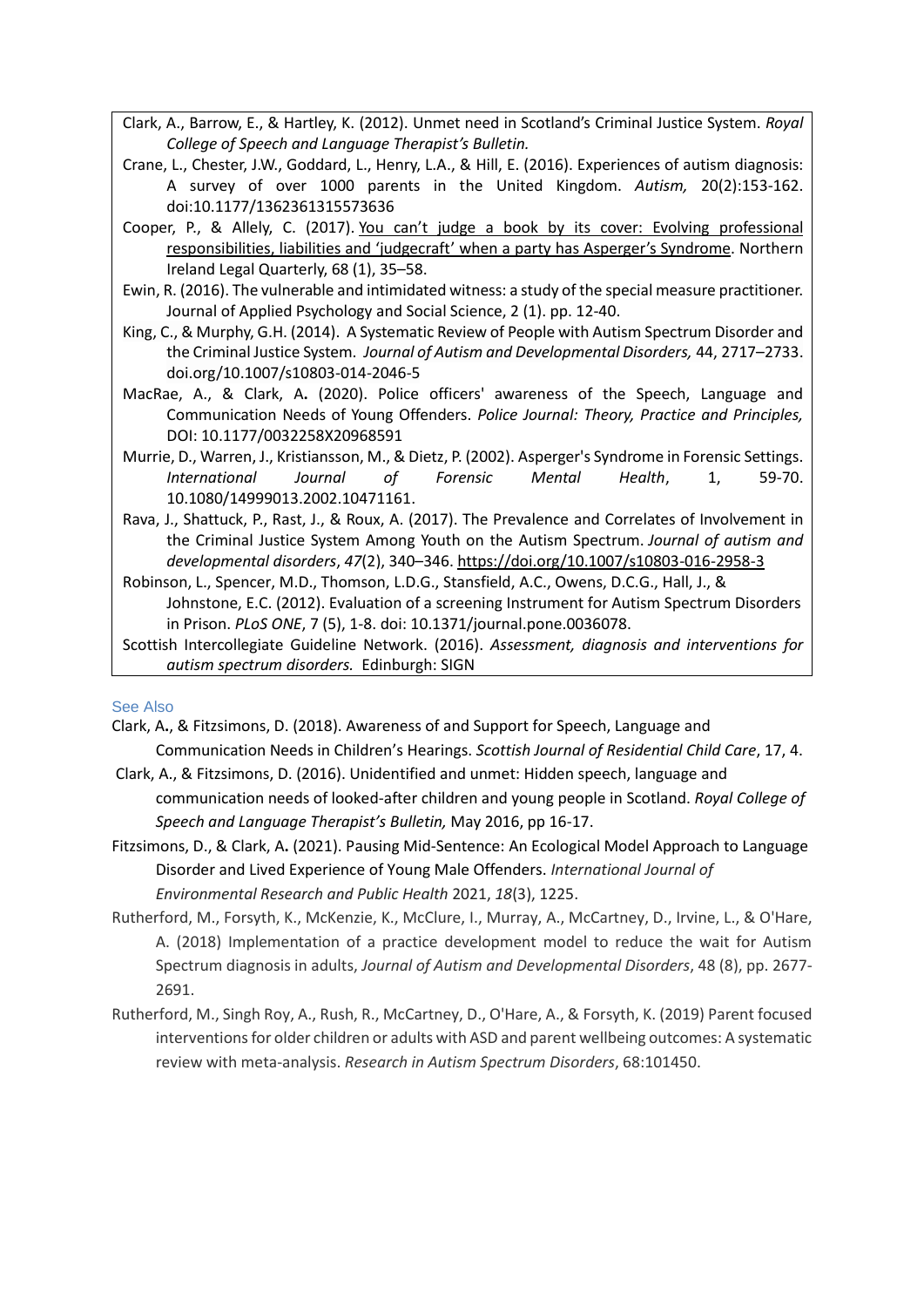Clark, A., Barrow, E., & Hartley, K. (2012). Unmet need in Scotland's Criminal Justice System. *Royal College of Speech and Language Therapist's Bulletin.*

Crane, L., Chester, J.W., Goddard, L., Henry, L.A., & Hill, E. (2016). Experiences of autism diagnosis: A survey of over 1000 parents in the United Kingdom. *Autism,* 20(2):153-162. doi:10.1177/1362361315573636

Cooper, P., & Allely, C. (2017). You can't judge a book by its cover: Evolving professional responsibilities, liabilities and 'judgecraft' when a party has Asperger's Syndrome. Northern Ireland Legal Quarterly, 68 (1), 35–58.

Ewin, R. (2016). The vulnerable and intimidated witness: a study of the special measure practitioner. Journal of Applied Psychology and Social Science, 2 (1). pp. 12-40.

King, C., & Murphy, G.H. (2014). A Systematic Review of People with Autism Spectrum Disorder and the Criminal Justice System. *Journal of Autism and Developmental Disorders,* 44, 2717–2733. doi.org/10.1007/s10803-014-2046-5

MacRae, A., & Clark, A**.** (2020). Police officers' awareness of the Speech, Language and Communication Needs of Young Offenders. *Police Journal: Theory, Practice and Principles,* DOI: 10.1177/0032258X20968591

Murrie, D., Warren, J., Kristiansson, M., & Dietz, P. (2002). Asperger's Syndrome in Forensic Settings. *International Journal of Forensic Mental Health*, 1, 59-70. 10.1080/14999013.2002.10471161.

Rava, J., Shattuck, P., Rast, J., & Roux, A. (2017). The Prevalence and Correlates of Involvement in the Criminal Justice System Among Youth on the Autism Spectrum. *Journal of autism and developmental disorders*, *47*(2), 340–346. https://doi.org/10.1007/s10803-016-2958-3

Robinson, L., Spencer, M.D., Thomson, L.D.G., Stansfield, A.C., Owens, D.C.G., Hall, J., & Johnstone, E.C. (2012). Evaluation of a screening Instrument for Autism Spectrum Disorders in Prison. *PLoS ONE*, 7 (5), 1-8. doi: 10.1371/journal.pone.0036078.

Scottish Intercollegiate Guideline Network. (2016). *Assessment, diagnosis and interventions for autism spectrum disorders.* Edinburgh: SIGN

## See Also

Clark, A**.**, & Fitzsimons, D. (2018). Awareness of and Support for Speech, Language and Communication Needs in Children's Hearings. *Scottish Journal of Residential Child Care*, 17, 4.

Clark, A., & Fitzsimons, D. (2016). Unidentified and unmet: Hidden speech, language and communication needs of looked-after children and young people in Scotland. *Royal College of Speech and Language Therapist's Bulletin,* May 2016, pp 16-17.

Fitzsimons, D., & Clark, A**.** (2021). Pausing Mid-Sentence: An Ecological Model Approach to Language Disorder and Lived Experience of Young Male Offenders. *International Journal of Environmental Research and Public Health* 2021, *18*(3), 1225.

Rutherford, M., Forsyth, K., McKenzie, K., McClure, I., Murray, A., McCartney, D., Irvine, L., & O'Hare, A. (2018) Implementation of a practice development model to reduce the wait for Autism Spectrum diagnosis in adults, *Journal of Autism and Developmental Disorders*, 48 (8), pp. 2677-2691.

Rutherford, M., Singh Roy, A., Rush, R., McCartney, D., O'Hare, A., & Forsyth, K. (2019) Parent focused interventions for older children or adults with ASD and parent wellbeing outcomes: A systematic review with meta-analysis. *Research in Autism Spectrum Disorders*, 68:101450.